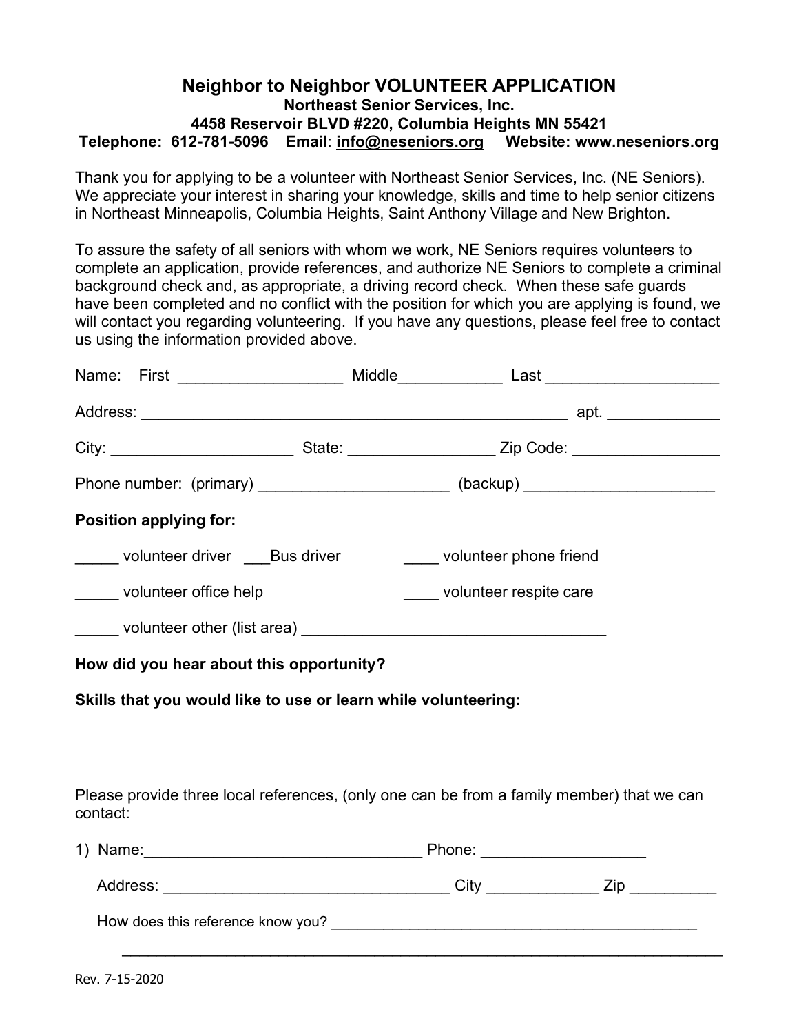# Neighbor to Neighbor VOLUNTEER APPLICATION

**Northeast Senior Services, Inc.**
**4458 Reservoir BLVD #220, Columbia Heights MN 55421**
**Telephone: 612-781-5096 Email: info@neseniors.org Website: www.neseniors.org**

Thank you for applying to be a volunteer with Northeast Senior Services, Inc. (NE Seniors). We appreciate your interest in sharing your knowledge, skills and time to help senior citizens in Northeast Minneapolis, Columbia Heights, Saint Anthony Village and New Brighton.

To assure the safety of all seniors with whom we work, NE Seniors requires volunteers to complete an application, provide references, and authorize NE Seniors to complete a criminal background check and, as appropriate, a driving record check. When these safe guards have been completed and no conflict with the position for which you are applying is found, we will contact you regarding volunteering. If you have any questions, please feel free to contact us using the information provided above.

Name: First ___________________ Middle____________ Last ____________________

Address: ___________________________________________________ apt. _____________

City: _____________________ State: _________________ Zip Code: _________________

Phone number: (primary) ______________________ (backup) ______________________

**Position applying for:**

_____ volunteer driver ___Bus driver ____ volunteer phone friend

_____ volunteer office help ____ volunteer respite care

_____ volunteer other (list area) ___________________________________

**How did you hear about this opportunity?**

**Skills that you would like to use or learn while volunteering:**

Please provide three local references, (only one can be from a family member) that we can contact:

1) Name:_________________________________ Phone: ___________________

Address: _________________________________ City _____________ Zip __________

How does this reference know you? _____________________________________________

_______________________________________________________________________

Rev. 7-15-2020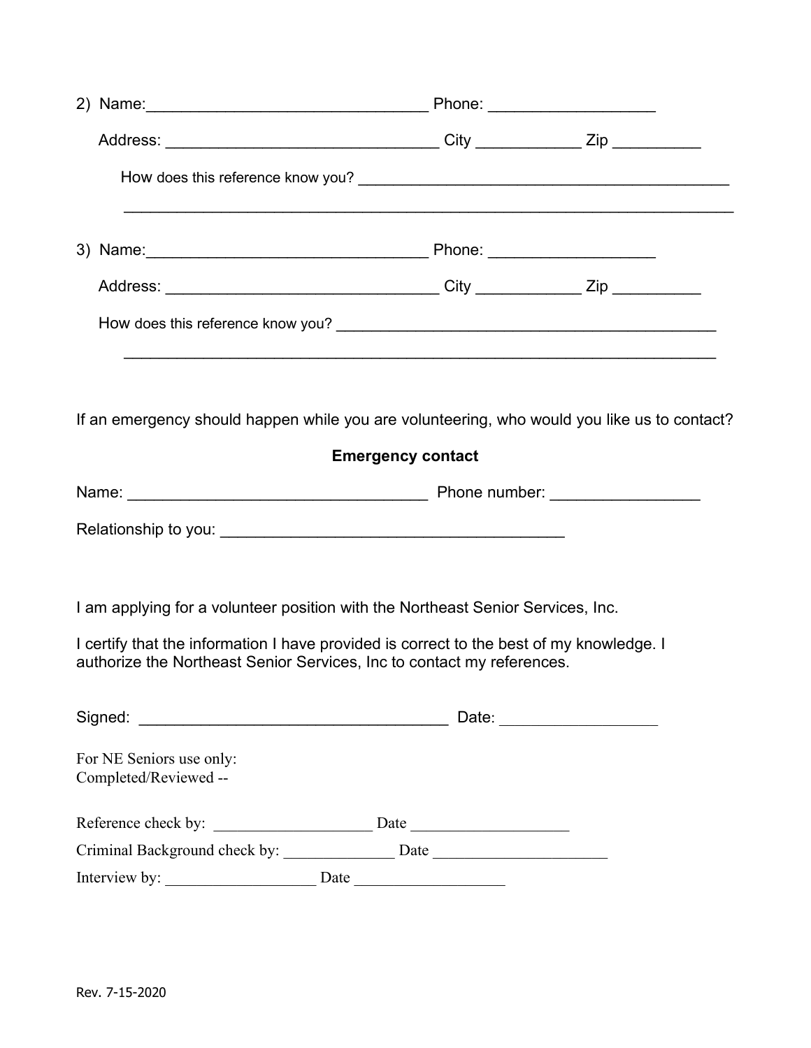2) Name:________________________________ Phone: ___________________

Address: _______________________________ City ____________ Zip __________

How does this reference know you? ____________________________________________

_______________________________________________________________________

3) Name:________________________________ Phone: ___________________

Address: _______________________________ City ____________ Zip __________

How does this reference know you? ____________________________________________

_______________________________________________________________________

If an emergency should happen while you are volunteering, who would you like us to contact?

**Emergency contact**

Name: __________________________________ Phone number: _________________

Relationship to you: _______________________________________

I am applying for a volunteer position with the Northeast Senior Services, Inc.

I certify that the information I have provided is correct to the best of my knowledge. I authorize the Northeast Senior Services, Inc to contact my references.

Signed: ___________________________________ Date: __________________

For NE Seniors use only:
Completed/Reviewed --

Reference check by: ____________________ Date ____________________

Criminal Background check by: ______________ Date ______________________

Interview by: ___________________ Date ___________________

Rev. 7-15-2020